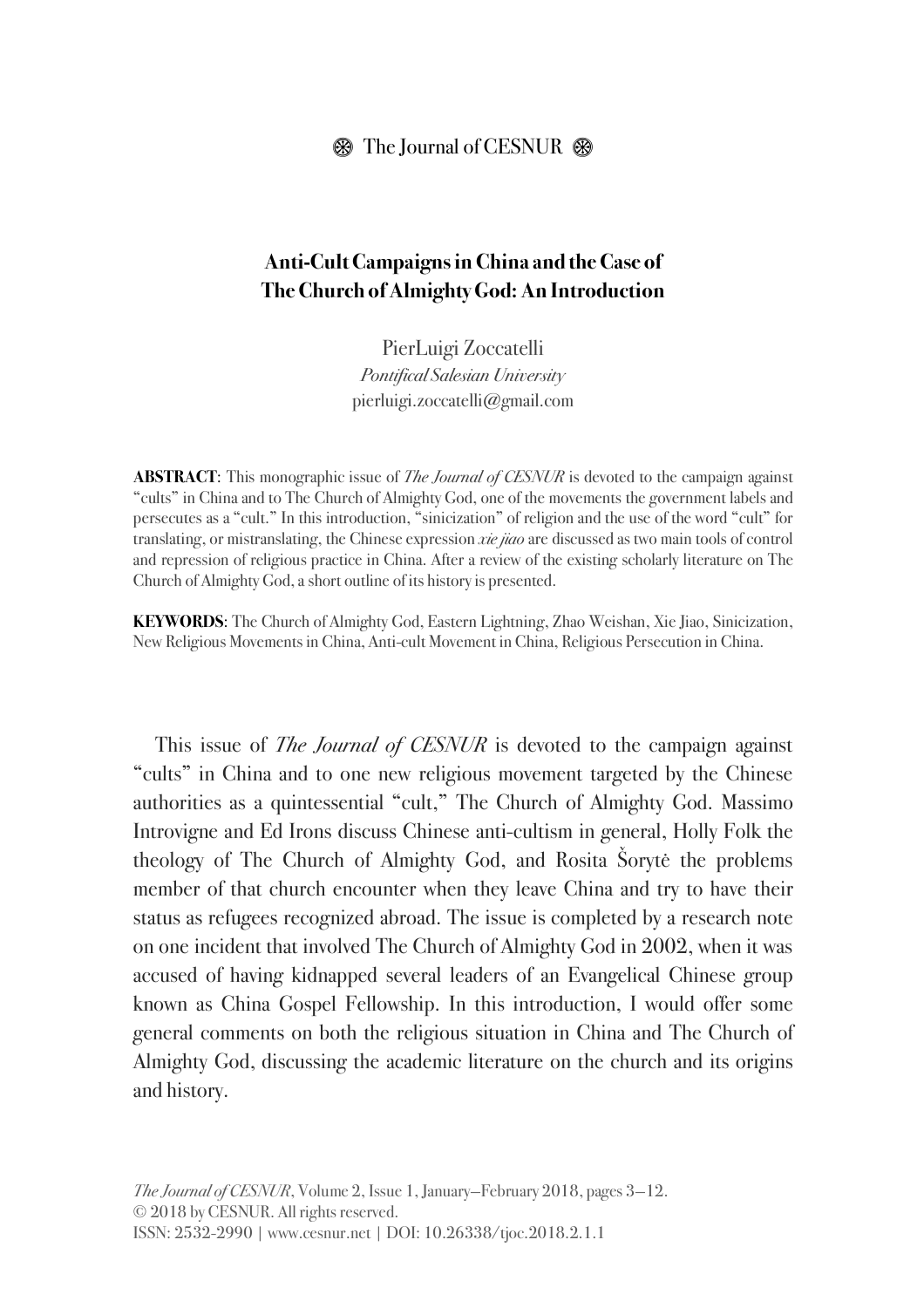# Anti-Cult Campaigns in China and the Case of The Church of Almighty God: An Introduction

PierLuigi Zoccatelli
*Pontifical Salesian University*
pierluigi.zoccatelli@gmail.com

**ABSTRACT**: This monographic issue of *The Journal of CESNUR* is devoted to the campaign against "cults" in China and to The Church of Almighty God, one of the movements the government labels and persecutes as a "cult." In this introduction, "sinicization" of religion and the use of the word "cult" for translating, or mistranslating, the Chinese expression *xie jiao* are discussed as two main tools of control and repression of religious practice in China. After a review of the existing scholarly literature on The Church of Almighty God, a short outline of its history is presented.

**KEYWORDS**: The Church of Almighty God, Eastern Lightning, Zhao Weishan, Xie Jiao, Sinicization, New Religious Movements in China, Anti-cult Movement in China, Religious Persecution in China.

This issue of *The Journal of CESNUR* is devoted to the campaign against "cults" in China and to one new religious movement targeted by the Chinese authorities as a quintessential "cult," The Church of Almighty God. Massimo Introvigne and Ed Irons discuss Chinese anti-cultism in general, Holly Folk the theology of The Church of Almighty God, and Rosita Šorytė the problems member of that church encounter when they leave China and try to have their status as refugees recognized abroad. The issue is completed by a research note on one incident that involved The Church of Almighty God in 2002, when it was accused of having kidnapped several leaders of an Evangelical Chinese group known as China Gospel Fellowship. In this introduction, I would offer some general comments on both the religious situation in China and The Church of Almighty God, discussing the academic literature on the church and its origins and history.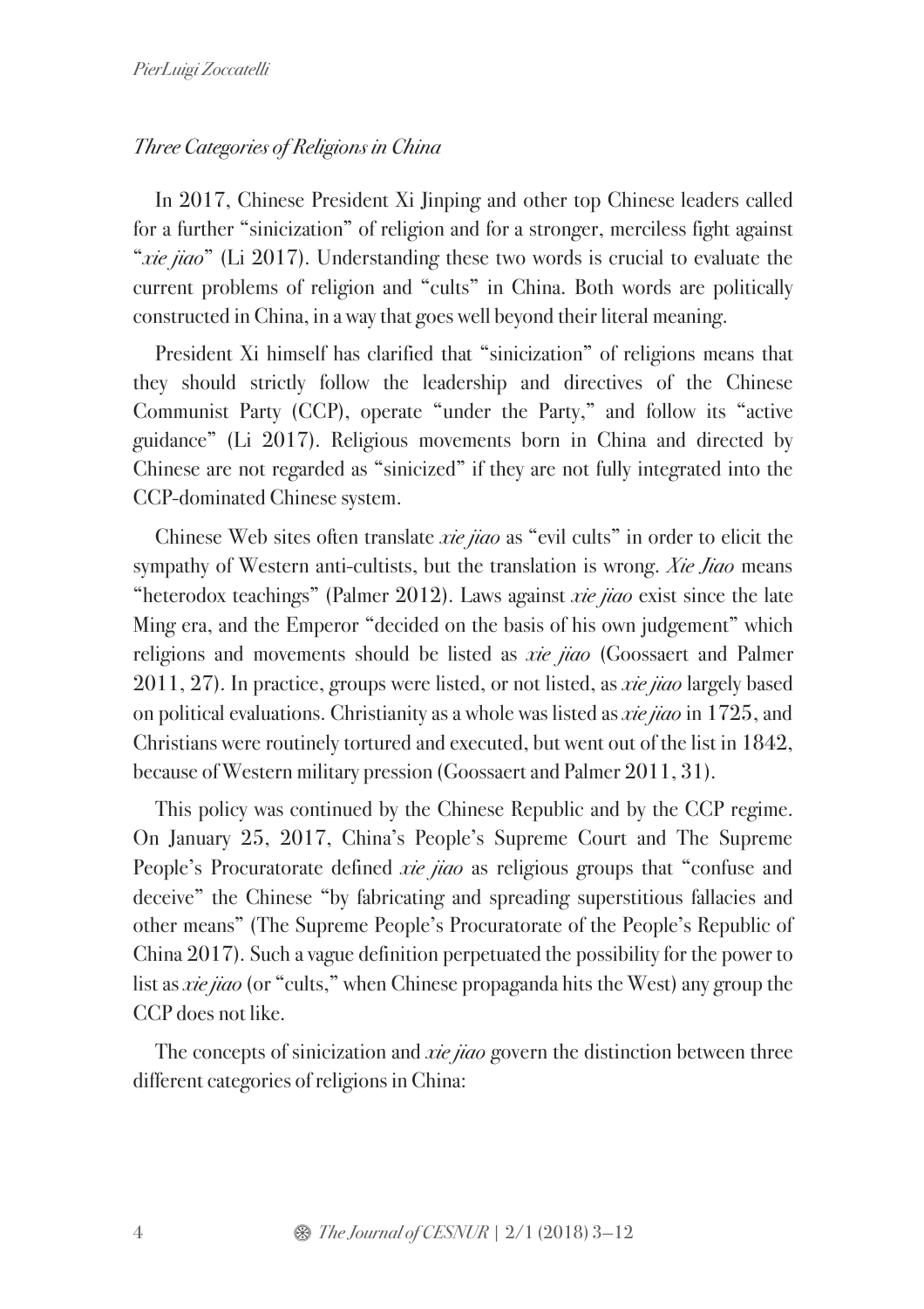## *Three Categories of Religions in China*

In 2017, Chinese President Xi Jinping and other top Chinese leaders called for a further "sinicization" of religion and for a stronger, merciless fight against "*xie jiao*" (Li 2017). Understanding these two words is crucial to evaluate the current problems of religion and "cults" in China. Both words are politically constructed in China, in a way that goes well beyond their literal meaning.

President Xi himself has clarified that "sinicization" of religions means that they should strictly follow the leadership and directives of the Chinese Communist Party (CCP), operate "under the Party," and follow its "active guidance" (Li 2017). Religious movements born in China and directed by Chinese are not regarded as "sinicized" if they are not fully integrated into the CCP-dominated Chinese system.

Chinese Web sites often translate *xie jiao* as "evil cults" in order to elicit the sympathy of Western anti-cultists, but the translation is wrong. *Xie Jiao* means "heterodox teachings" (Palmer 2012). Laws against *xie jiao* exist since the late Ming era, and the Emperor "decided on the basis of his own judgement" which religions and movements should be listed as *xie jiao* (Goossaert and Palmer 2011, 27). In practice, groups were listed, or not listed, as *xie jiao* largely based on political evaluations. Christianity as a whole was listed as *xie jiao* in 1725, and Christians were routinely tortured and executed, but went out of the list in 1842, because of Western military pression (Goossaert and Palmer 2011, 31).

This policy was continued by the Chinese Republic and by the CCP regime. On January 25, 2017, China's People's Supreme Court and The Supreme People's Procuratorate defined *xie jiao* as religious groups that "confuse and deceive" the Chinese "by fabricating and spreading superstitious fallacies and other means" (The Supreme People's Procuratorate of the People's Republic of China 2017). Such a vague definition perpetuated the possibility for the power to list as *xie jiao* (or "cults," when Chinese propaganda hits the West) any group the CCP does not like.

The concepts of sinicization and *xie jiao* govern the distinction between three different categories of religions in China: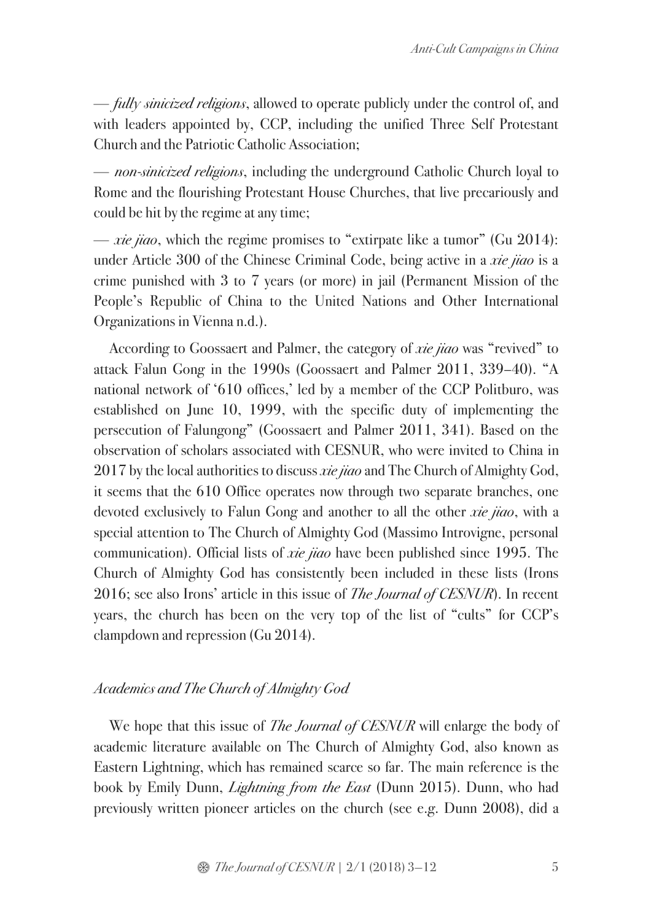— *fully sinicized religions*, allowed to operate publicly under the control of, and with leaders appointed by, CCP, including the unified Three Self Protestant Church and the Patriotic Catholic Association;

— *non-sinicized religions*, including the underground Catholic Church loyal to Rome and the flourishing Protestant House Churches, that live precariously and could be hit by the regime at any time;

— *xie jiao*, which the regime promises to "extirpate like a tumor" (Gu 2014): under Article 300 of the Chinese Criminal Code, being active in a *xie jiao* is a crime punished with 3 to 7 years (or more) in jail (Permanent Mission of the People's Republic of China to the United Nations and Other International Organizations in Vienna n.d.).

According to Goossaert and Palmer, the category of *xie jiao* was "revived" to attack Falun Gong in the 1990s (Goossaert and Palmer 2011, 339–40). "A national network of '610 offices,' led by a member of the CCP Politburo, was established on June 10, 1999, with the specific duty of implementing the persecution of Falungong" (Goossaert and Palmer 2011, 341). Based on the observation of scholars associated with CESNUR, who were invited to China in 2017 by the local authorities to discuss *xie jiao* and The Church of Almighty God, it seems that the 610 Office operates now through two separate branches, one devoted exclusively to Falun Gong and another to all the other *xie jiao*, with a special attention to The Church of Almighty God (Massimo Introvigne, personal communication). Official lists of *xie jiao* have been published since 1995. The Church of Almighty God has consistently been included in these lists (Irons 2016; see also Irons' article in this issue of *The Journal of CESNUR*). In recent years, the church has been on the very top of the list of "cults" for CCP's clampdown and repression (Gu 2014).

## *Academics and The Church of Almighty God*

We hope that this issue of *The Journal of CESNUR* will enlarge the body of academic literature available on The Church of Almighty God, also known as Eastern Lightning, which has remained scarce so far. The main reference is the book by Emily Dunn, *Lightning from the East* (Dunn 2015). Dunn, who had previously written pioneer articles on the church (see e.g. Dunn 2008), did a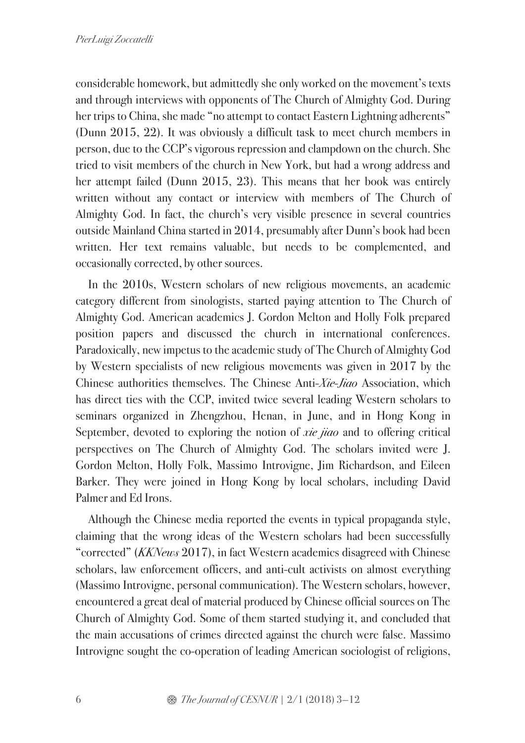considerable homework, but admittedly she only worked on the movement's texts and through interviews with opponents of The Church of Almighty God. During her trips to China, she made "no attempt to contact Eastern Lightning adherents" (Dunn 2015, 22). It was obviously a difficult task to meet church members in person, due to the CCP's vigorous repression and clampdown on the church. She tried to visit members of the church in New York, but had a wrong address and her attempt failed (Dunn 2015, 23). This means that her book was entirely written without any contact or interview with members of The Church of Almighty God. In fact, the church's very visible presence in several countries outside Mainland China started in 2014, presumably after Dunn's book had been written. Her text remains valuable, but needs to be complemented, and occasionally corrected, by other sources.

In the 2010s, Western scholars of new religious movements, an academic category different from sinologists, started paying attention to The Church of Almighty God. American academics J. Gordon Melton and Holly Folk prepared position papers and discussed the church in international conferences. Paradoxically, new impetus to the academic study of The Church of Almighty God by Western specialists of new religious movements was given in 2017 by the Chinese authorities themselves. The Chinese Anti-*Xie-Jiao* Association, which has direct ties with the CCP, invited twice several leading Western scholars to seminars organized in Zhengzhou, Henan, in June, and in Hong Kong in September, devoted to exploring the notion of *xie jiao* and to offering critical perspectives on The Church of Almighty God. The scholars invited were J. Gordon Melton, Holly Folk, Massimo Introvigne, Jim Richardson, and Eileen Barker. They were joined in Hong Kong by local scholars, including David Palmer and Ed Irons.

Although the Chinese media reported the events in typical propaganda style, claiming that the wrong ideas of the Western scholars had been successfully "corrected" (*KKNews* 2017), in fact Western academics disagreed with Chinese scholars, law enforcement officers, and anti-cult activists on almost everything (Massimo Introvigne, personal communication). The Western scholars, however, encountered a great deal of material produced by Chinese official sources on The Church of Almighty God. Some of them started studying it, and concluded that the main accusations of crimes directed against the church were false. Massimo Introvigne sought the co-operation of leading American sociologist of religions,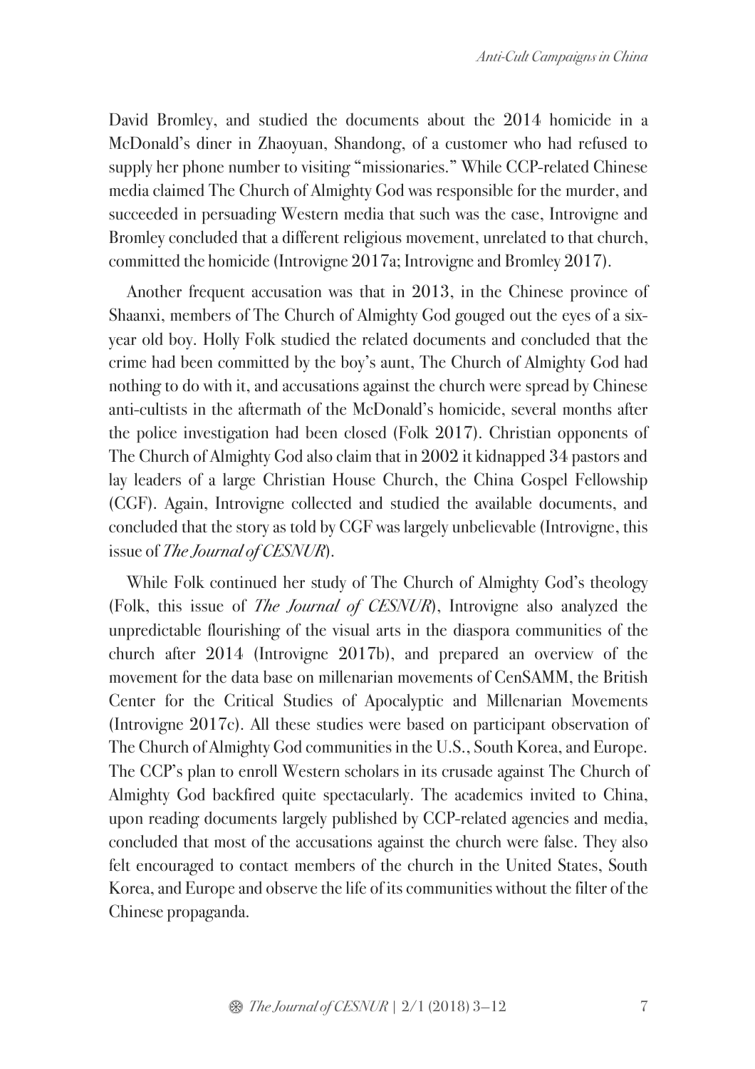David Bromley, and studied the documents about the 2014 homicide in a McDonald's diner in Zhaoyuan, Shandong, of a customer who had refused to supply her phone number to visiting "missionaries." While CCP-related Chinese media claimed The Church of Almighty God was responsible for the murder, and succeeded in persuading Western media that such was the case, Introvigne and Bromley concluded that a different religious movement, unrelated to that church, committed the homicide (Introvigne 2017a; Introvigne and Bromley 2017).

Another frequent accusation was that in 2013, in the Chinese province of Shaanxi, members of The Church of Almighty God gouged out the eyes of a six-year old boy. Holly Folk studied the related documents and concluded that the crime had been committed by the boy's aunt, The Church of Almighty God had nothing to do with it, and accusations against the church were spread by Chinese anti-cultists in the aftermath of the McDonald's homicide, several months after the police investigation had been closed (Folk 2017). Christian opponents of The Church of Almighty God also claim that in 2002 it kidnapped 34 pastors and lay leaders of a large Christian House Church, the China Gospel Fellowship (CGF). Again, Introvigne collected and studied the available documents, and concluded that the story as told by CGF was largely unbelievable (Introvigne, this issue of *The Journal of CESNUR*).

While Folk continued her study of The Church of Almighty God's theology (Folk, this issue of *The Journal of CESNUR*), Introvigne also analyzed the unpredictable flourishing of the visual arts in the diaspora communities of the church after 2014 (Introvigne 2017b), and prepared an overview of the movement for the data base on millenarian movements of CenSAMM, the British Center for the Critical Studies of Apocalyptic and Millenarian Movements (Introvigne 2017c). All these studies were based on participant observation of The Church of Almighty God communities in the U.S., South Korea, and Europe. The CCP's plan to enroll Western scholars in its crusade against The Church of Almighty God backfired quite spectacularly. The academics invited to China, upon reading documents largely published by CCP-related agencies and media, concluded that most of the accusations against the church were false. They also felt encouraged to contact members of the church in the United States, South Korea, and Europe and observe the life of its communities without the filter of the Chinese propaganda.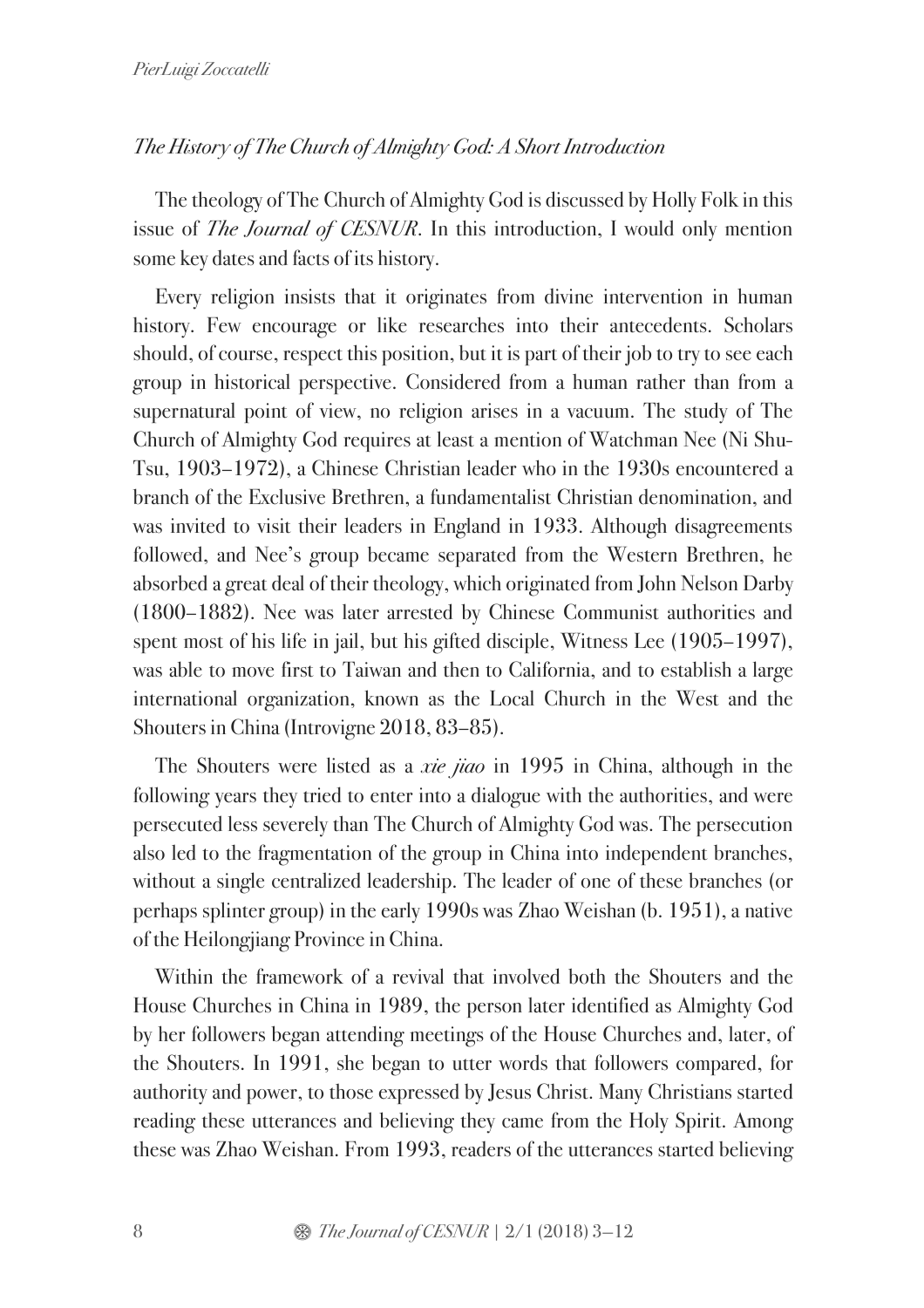*The History of The Church of Almighty God: A Short Introduction*

The theology of The Church of Almighty God is discussed by Holly Folk in this issue of *The Journal of CESNUR*. In this introduction, I would only mention some key dates and facts of its history.

Every religion insists that it originates from divine intervention in human history. Few encourage or like researches into their antecedents. Scholars should, of course, respect this position, but it is part of their job to try to see each group in historical perspective. Considered from a human rather than from a supernatural point of view, no religion arises in a vacuum. The study of The Church of Almighty God requires at least a mention of Watchman Nee (Ni Shu-Tsu, 1903–1972), a Chinese Christian leader who in the 1930s encountered a branch of the Exclusive Brethren, a fundamentalist Christian denomination, and was invited to visit their leaders in England in 1933. Although disagreements followed, and Nee's group became separated from the Western Brethren, he absorbed a great deal of their theology, which originated from John Nelson Darby (1800–1882). Nee was later arrested by Chinese Communist authorities and spent most of his life in jail, but his gifted disciple, Witness Lee (1905–1997), was able to move first to Taiwan and then to California, and to establish a large international organization, known as the Local Church in the West and the Shouters in China (Introvigne 2018, 83–85).

The Shouters were listed as a *xie jiao* in 1995 in China, although in the following years they tried to enter into a dialogue with the authorities, and were persecuted less severely than The Church of Almighty God was. The persecution also led to the fragmentation of the group in China into independent branches, without a single centralized leadership. The leader of one of these branches (or perhaps splinter group) in the early 1990s was Zhao Weishan (b. 1951), a native of the Heilongjiang Province in China.

Within the framework of a revival that involved both the Shouters and the House Churches in China in 1989, the person later identified as Almighty God by her followers began attending meetings of the House Churches and, later, of the Shouters. In 1991, she began to utter words that followers compared, for authority and power, to those expressed by Jesus Christ. Many Christians started reading these utterances and believing they came from the Holy Spirit. Among these was Zhao Weishan. From 1993, readers of the utterances started believing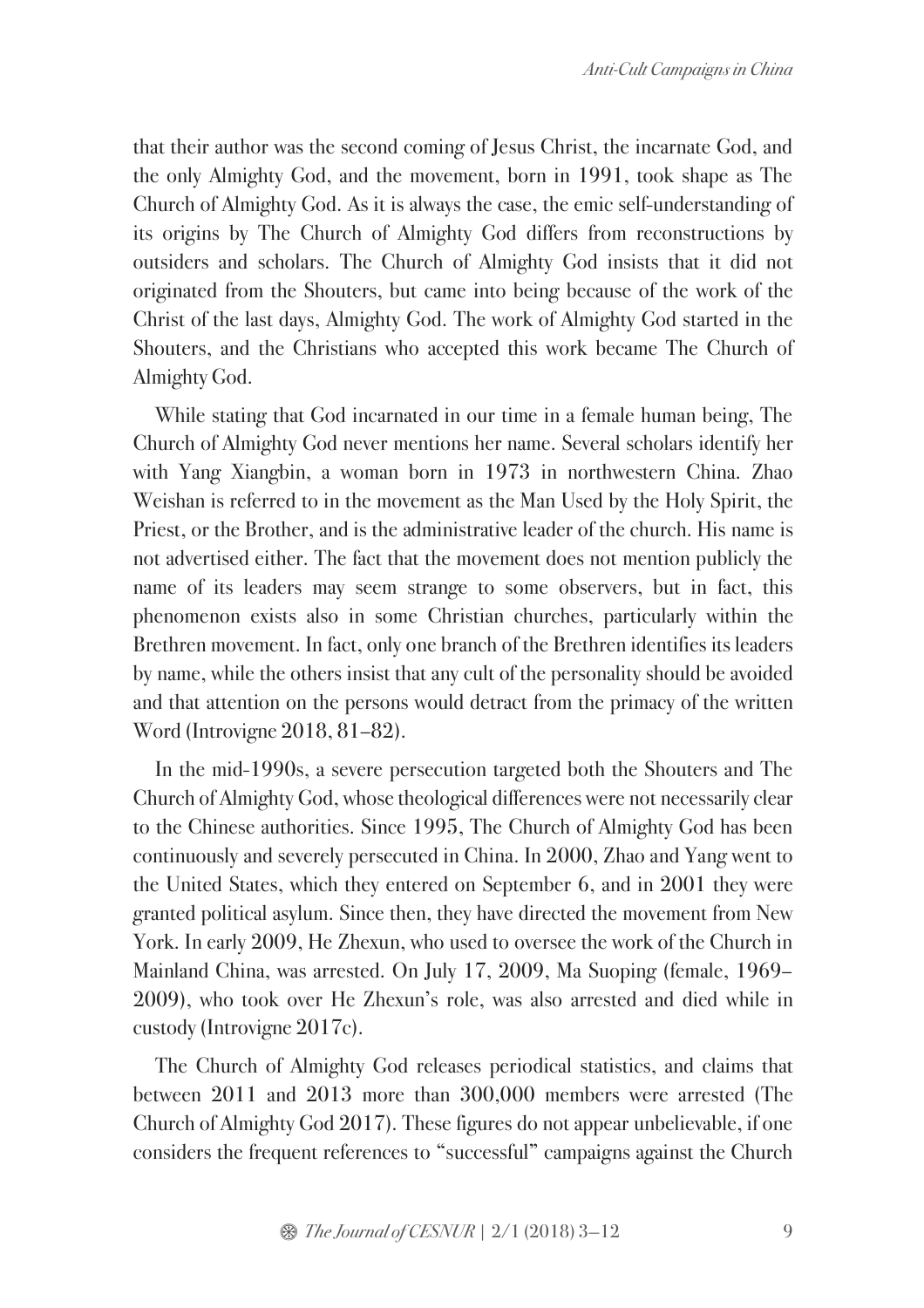that their author was the second coming of Jesus Christ, the incarnate God, and the only Almighty God, and the movement, born in 1991, took shape as The Church of Almighty God. As it is always the case, the emic self-understanding of its origins by The Church of Almighty God differs from reconstructions by outsiders and scholars. The Church of Almighty God insists that it did not originated from the Shouters, but came into being because of the work of the Christ of the last days, Almighty God. The work of Almighty God started in the Shouters, and the Christians who accepted this work became The Church of Almighty God.

While stating that God incarnated in our time in a female human being, The Church of Almighty God never mentions her name. Several scholars identify her with Yang Xiangbin, a woman born in 1973 in northwestern China. Zhao Weishan is referred to in the movement as the Man Used by the Holy Spirit, the Priest, or the Brother, and is the administrative leader of the church. His name is not advertised either. The fact that the movement does not mention publicly the name of its leaders may seem strange to some observers, but in fact, this phenomenon exists also in some Christian churches, particularly within the Brethren movement. In fact, only one branch of the Brethren identifies its leaders by name, while the others insist that any cult of the personality should be avoided and that attention on the persons would detract from the primacy of the written Word (Introvigne 2018, 81–82).

In the mid-1990s, a severe persecution targeted both the Shouters and The Church of Almighty God, whose theological differences were not necessarily clear to the Chinese authorities. Since 1995, The Church of Almighty God has been continuously and severely persecuted in China. In 2000, Zhao and Yang went to the United States, which they entered on September 6, and in 2001 they were granted political asylum. Since then, they have directed the movement from New York. In early 2009, He Zhexun, who used to oversee the work of the Church in Mainland China, was arrested. On July 17, 2009, Ma Suoping (female, 1969–2009), who took over He Zhexun's role, was also arrested and died while in custody (Introvigne 2017c).

The Church of Almighty God releases periodical statistics, and claims that between 2011 and 2013 more than 300,000 members were arrested (The Church of Almighty God 2017). These figures do not appear unbelievable, if one considers the frequent references to "successful" campaigns against the Church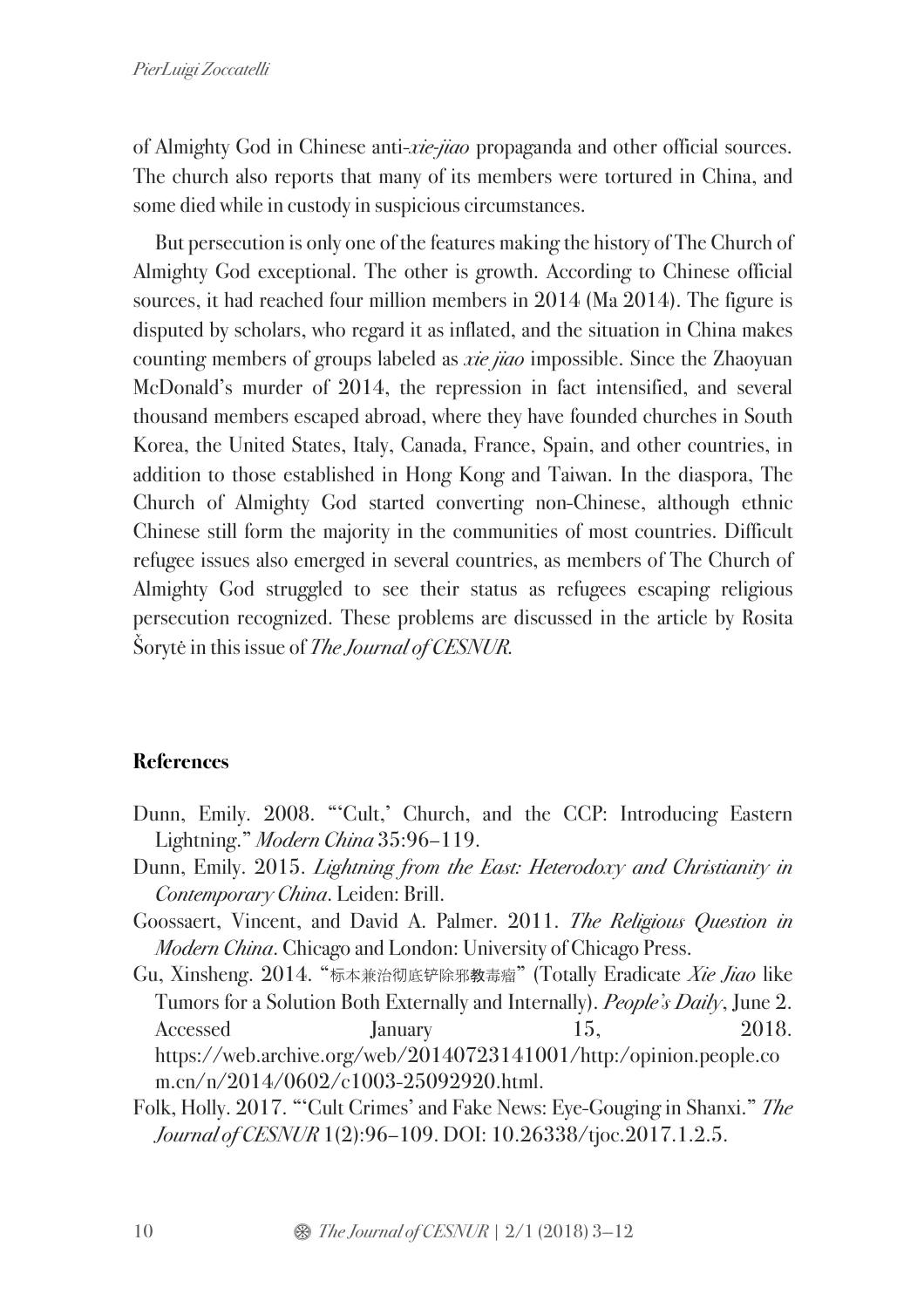of Almighty God in Chinese anti-*xie-jiao* propaganda and other official sources. The church also reports that many of its members were tortured in China, and some died while in custody in suspicious circumstances.

But persecution is only one of the features making the history of The Church of Almighty God exceptional. The other is growth. According to Chinese official sources, it had reached four million members in 2014 (Ma 2014). The figure is disputed by scholars, who regard it as inflated, and the situation in China makes counting members of groups labeled as *xie jiao* impossible. Since the Zhaoyuan McDonald's murder of 2014, the repression in fact intensified, and several thousand members escaped abroad, where they have founded churches in South Korea, the United States, Italy, Canada, France, Spain, and other countries, in addition to those established in Hong Kong and Taiwan. In the diaspora, The Church of Almighty God started converting non-Chinese, although ethnic Chinese still form the majority in the communities of most countries. Difficult refugee issues also emerged in several countries, as members of The Church of Almighty God struggled to see their status as refugees escaping religious persecution recognized. These problems are discussed in the article by Rosita Šorytė in this issue of *The Journal of CESNUR*.

## References

Dunn, Emily. 2008. "'Cult,' Church, and the CCP: Introducing Eastern Lightning." *Modern China* 35:96–119.

Dunn, Emily. 2015. *Lightning from the East: Heterodoxy and Christianity in Contemporary China*. Leiden: Brill.

Goossaert, Vincent, and David A. Palmer. 2011. *The Religious Question in Modern China*. Chicago and London: University of Chicago Press.

Gu, Xinsheng. 2014. "标本兼治彻底铲除邪教毒瘤" (Totally Eradicate *Xie Jiao* like Tumors for a Solution Both Externally and Internally). *People's Daily*, June 2. Accessed January 15, 2018. https://web.archive.org/web/20140723141001/http:/opinion.people.com.cn/n/2014/0602/c1003-25092920.html.

Folk, Holly. 2017. "'Cult Crimes' and Fake News: Eye-Gouging in Shanxi." *The Journal of CESNUR* 1(2):96–109. DOI: 10.26338/tjoc.2017.1.2.5.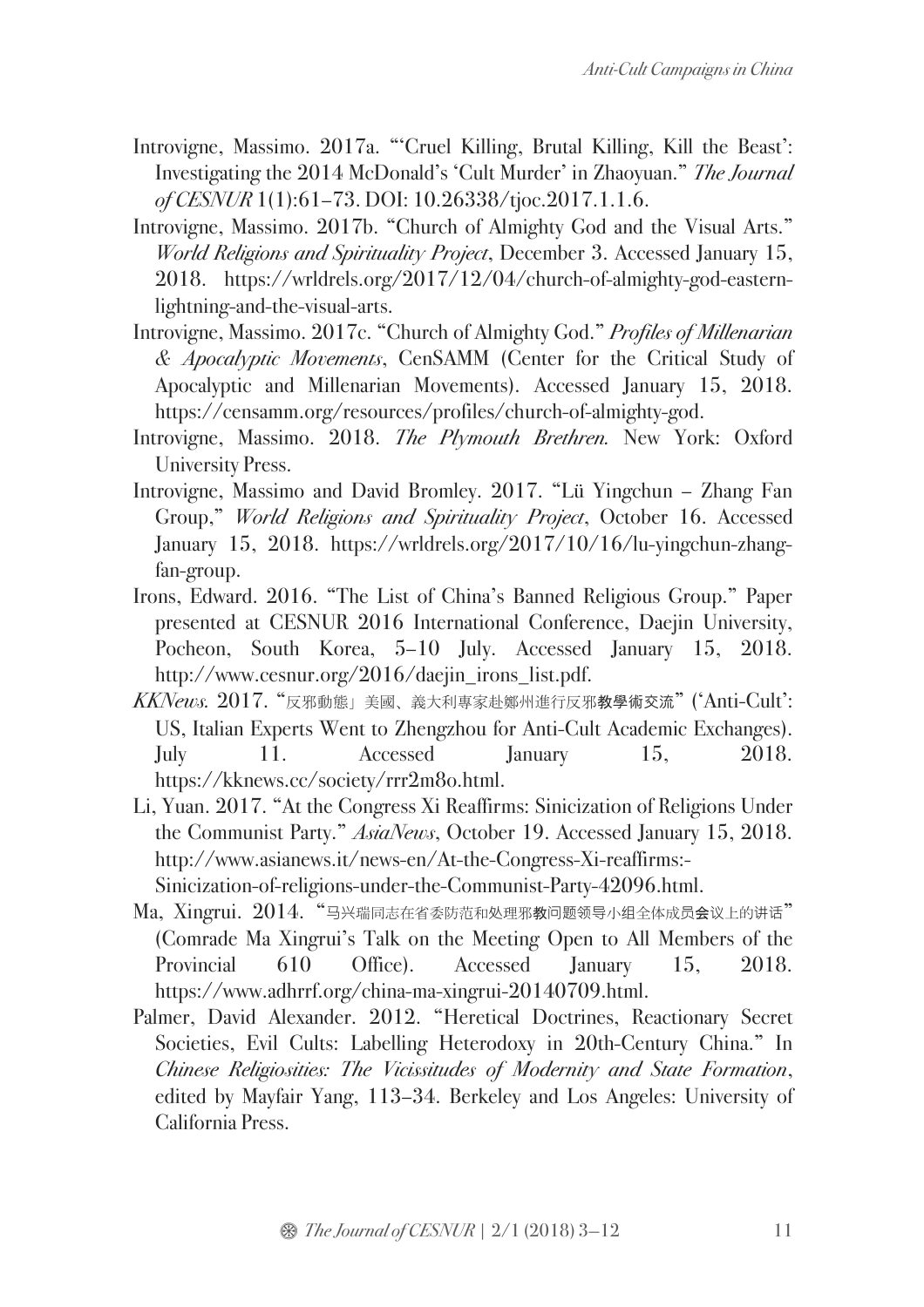Introvigne, Massimo. 2017a. "'Cruel Killing, Brutal Killing, Kill the Beast': Investigating the 2014 McDonald's 'Cult Murder' in Zhaoyuan." *The Journal of CESNUR* 1(1):61–73. DOI: 10.26338/tjoc.2017.1.1.6.

Introvigne, Massimo. 2017b. "Church of Almighty God and the Visual Arts." *World Religions and Spirituality Project*, December 3. Accessed January 15, 2018. https://wrldrels.org/2017/12/04/church-of-almighty-god-eastern-lightning-and-the-visual-arts.

Introvigne, Massimo. 2017c. "Church of Almighty God." *Profiles of Millenarian & Apocalyptic Movements*, CenSAMM (Center for the Critical Study of Apocalyptic and Millenarian Movements). Accessed January 15, 2018. https://censamm.org/resources/profiles/church-of-almighty-god.

Introvigne, Massimo. 2018. *The Plymouth Brethren.* New York: Oxford University Press.

Introvigne, Massimo and David Bromley. 2017. "Lü Yingchun – Zhang Fan Group," *World Religions and Spirituality Project*, October 16. Accessed January 15, 2018. https://wrldrels.org/2017/10/16/lu-yingchun-zhang-fan-group.

Irons, Edward. 2016. "The List of China's Banned Religious Group." Paper presented at CESNUR 2016 International Conference, Daejin University, Pocheon, South Korea, 5–10 July. Accessed January 15, 2018. http://www.cesnur.org/2016/daejin_irons_list.pdf.

*KKNews*. 2017. "反邪動態」美國、義大利專家赴鄭州進行反邪教學術交流" ('Anti-Cult': US, Italian Experts Went to Zhengzhou for Anti-Cult Academic Exchanges). July 11. Accessed January 15, 2018. https://kknews.cc/society/rrr2m8o.html.

Li, Yuan. 2017. "At the Congress Xi Reaffirms: Sinicization of Religions Under the Communist Party." *AsiaNews*, October 19. Accessed January 15, 2018. http://www.asianews.it/news-en/At-the-Congress-Xi-reaffirms:-Sinicization-of-religions-under-the-Communist-Party-42096.html.

Ma, Xingrui. 2014. "马兴瑞同志在省委防范和处理邪教问题领导小组全体成员会议上的讲话" (Comrade Ma Xingrui's Talk on the Meeting Open to All Members of the Provincial 610 Office). Accessed January 15, 2018. https://www.adhrrf.org/china-ma-xingrui-20140709.html.

Palmer, David Alexander. 2012. "Heretical Doctrines, Reactionary Secret Societies, Evil Cults: Labelling Heterodoxy in 20th-Century China." In *Chinese Religiosities: The Vicissitudes of Modernity and State Formation*, edited by Mayfair Yang, 113–34. Berkeley and Los Angeles: University of California Press.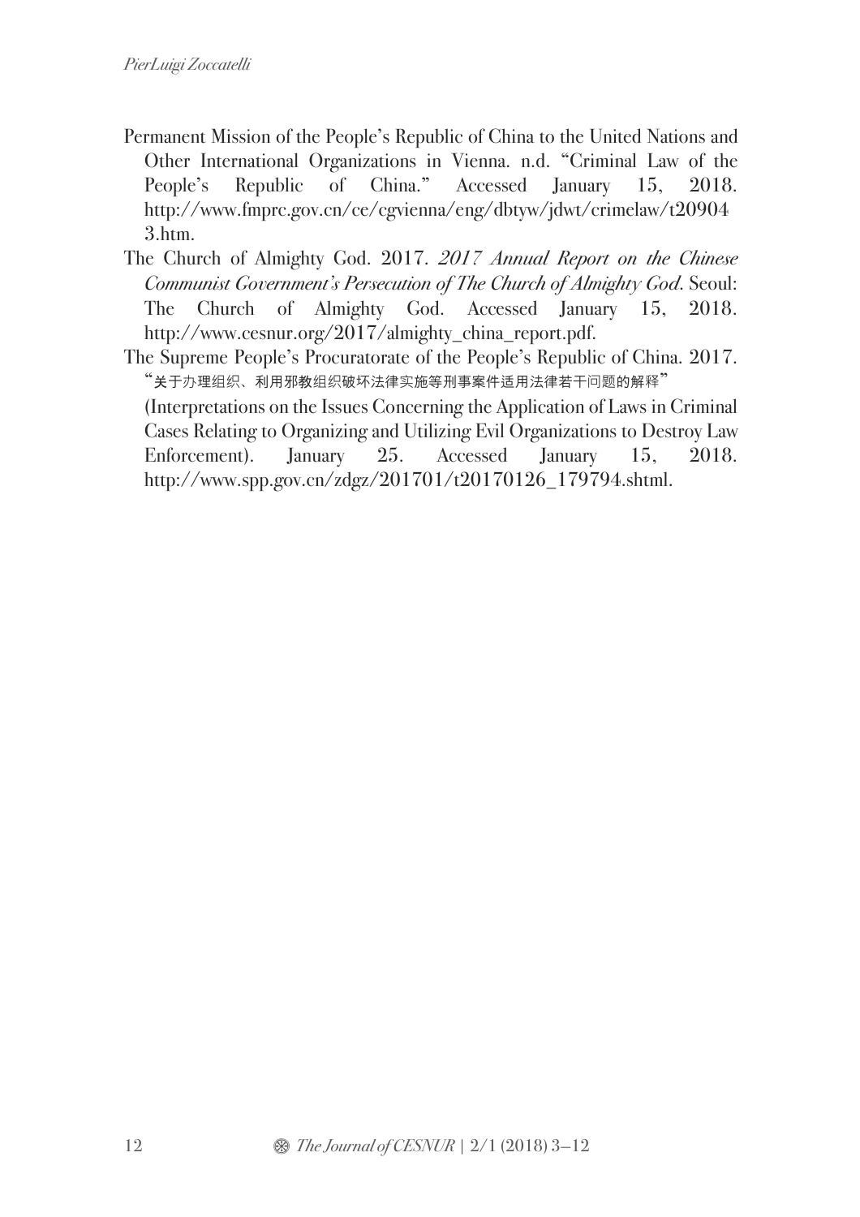Permanent Mission of the People's Republic of China to the United Nations and Other International Organizations in Vienna. n.d. "Criminal Law of the People's Republic of China." Accessed January 15, 2018. http://www.fmprc.gov.cn/ce/cgvienna/eng/dbtyw/jdwt/crimelaw/t209043.htm.

The Church of Almighty God. 2017. *2017 Annual Report on the Chinese Communist Government's Persecution of The Church of Almighty God*. Seoul: The Church of Almighty God. Accessed January 15, 2018. http://www.cesnur.org/2017/almighty_china_report.pdf.

The Supreme People's Procuratorate of the People's Republic of China. 2017. "关于办理组织、利用邪教组织破坏法律实施等刑事案件适用法律若干问题的解释" (Interpretations on the Issues Concerning the Application of Laws in Criminal Cases Relating to Organizing and Utilizing Evil Organizations to Destroy Law Enforcement). January 25. Accessed January 15, 2018. http://www.spp.gov.cn/zdgz/201701/t20170126_179794.shtml.